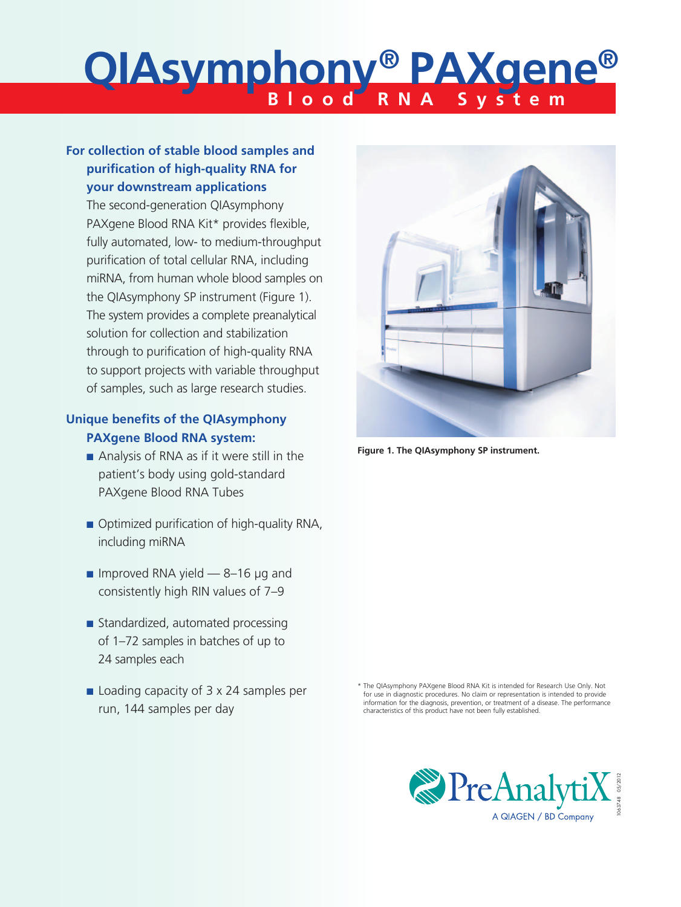# QIAsymphony® PAXgene® Blood RNA System

### For collection of stable blood samples and purification of high-quality RNA for your downstream applications

The second-generation QIAsymphony PAXgene Blood RNA Kit* provides flexible, fully automated, low- to medium-throughput purification of total cellular RNA, including miRNA, from human whole blood samples on the QIAsymphony SP instrument (Figure 1). The system provides a complete preanalytical solution for collection and stabilization through to purification of high-quality RNA to support projects with variable throughput of samples, such as large research studies.

### Unique benefits of the QIAsymphony PAXgene Blood RNA system:

- Analysis of RNA as if it were still in the patient's body using gold-standard PAXgene Blood RNA Tubes
- Optimized purification of high-quality RNA, including miRNA
- Improved RNA yield — 8–16 µg and consistently high RIN values of 7–9
- Standardized, automated processing of 1–72 samples in batches of up to 24 samples each
- Loading capacity of 3 x 24 samples per run, 144 samples per day

**Figure 1. The QIAsymphony SP instrument.**

* The QIAsymphony PAXgene Blood RNA Kit is intended for Research Use Only. Not for use in diagnostic procedures. No claim or representation is intended to provide information for the diagnosis, prevention, or treatment of a disease. The performance characteristics of this product have not been fully established.

PreAnalytiX
A QIAGEN / BD Company

1063748 05/2012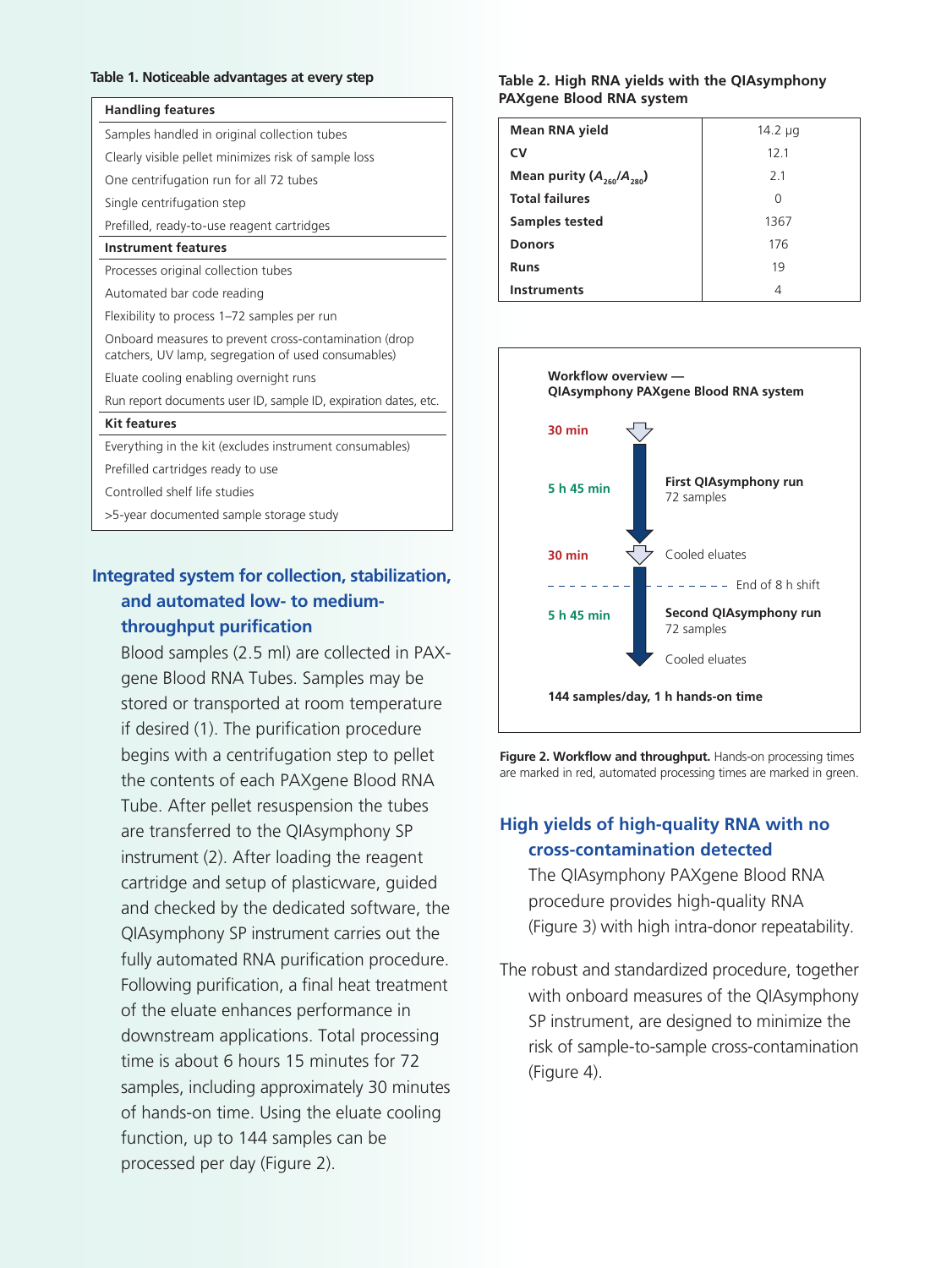**Table 1. Noticeable advantages at every step**

| Handling features |
|---|
| Samples handled in original collection tubes |
| Clearly visible pellet minimizes risk of sample loss |
| One centrifugation run for all 72 tubes |
| Single centrifugation step |
| Prefilled, ready-to-use reagent cartridges |
| **Instrument features** |
| Processes original collection tubes |
| Automated bar code reading |
| Flexibility to process 1–72 samples per run |
| Onboard measures to prevent cross-contamination (drop catchers, UV lamp, segregation of used consumables) |
| Eluate cooling enabling overnight runs |
| Run report documents user ID, sample ID, expiration dates, etc. |
| **Kit features** |
| Everything in the kit (excludes instrument consumables) |
| Prefilled cartridges ready to use |
| Controlled shelf life studies |
| >5-year documented sample storage study |

## Integrated system for collection, stabilization, and automated low- to medium-throughput purification

Blood samples (2.5 ml) are collected in PAXgene Blood RNA Tubes. Samples may be stored or transported at room temperature if desired (1). The purification procedure begins with a centrifugation step to pellet the contents of each PAXgene Blood RNA Tube. After pellet resuspension the tubes are transferred to the QIAsymphony SP instrument (2). After loading the reagent cartridge and setup of plasticware, guided and checked by the dedicated software, the QIAsymphony SP instrument carries out the fully automated RNA purification procedure. Following purification, a final heat treatment of the eluate enhances performance in downstream applications. Total processing time is about 6 hours 15 minutes for 72 samples, including approximately 30 minutes of hands-on time. Using the eluate cooling function, up to 144 samples can be processed per day (Figure 2).

**Table 2. High RNA yields with the QIAsymphony PAXgene Blood RNA system**

| | |
|---|---|
| **Mean RNA yield** | 14.2 µg |
| **CV** | 12.1 |
| **Mean purity ($A_{260}/A_{280}$)** | 2.1 |
| **Total failures** | 0 |
| **Samples tested** | 1367 |
| **Donors** | 176 |
| **Runs** | 19 |
| **Instruments** | 4 |

**Workflow overview — QIAsymphony PAXgene Blood RNA system**

- 30 min
- 5 h 45 min — **First QIAsymphony run** 72 samples
- 30 min — Cooled eluates
- End of 8 h shift
- 5 h 45 min — **Second QIAsymphony run** 72 samples
- Cooled eluates

**144 samples/day, 1 h hands-on time**

**Figure 2. Workflow and throughput.** Hands-on processing times are marked in red, automated processing times are marked in green.

## High yields of high-quality RNA with no cross-contamination detected

The QIAsymphony PAXgene Blood RNA procedure provides high-quality RNA (Figure 3) with high intra-donor repeatability.

The robust and standardized procedure, together with onboard measures of the QIAsymphony SP instrument, are designed to minimize the risk of sample-to-sample cross-contamination (Figure 4).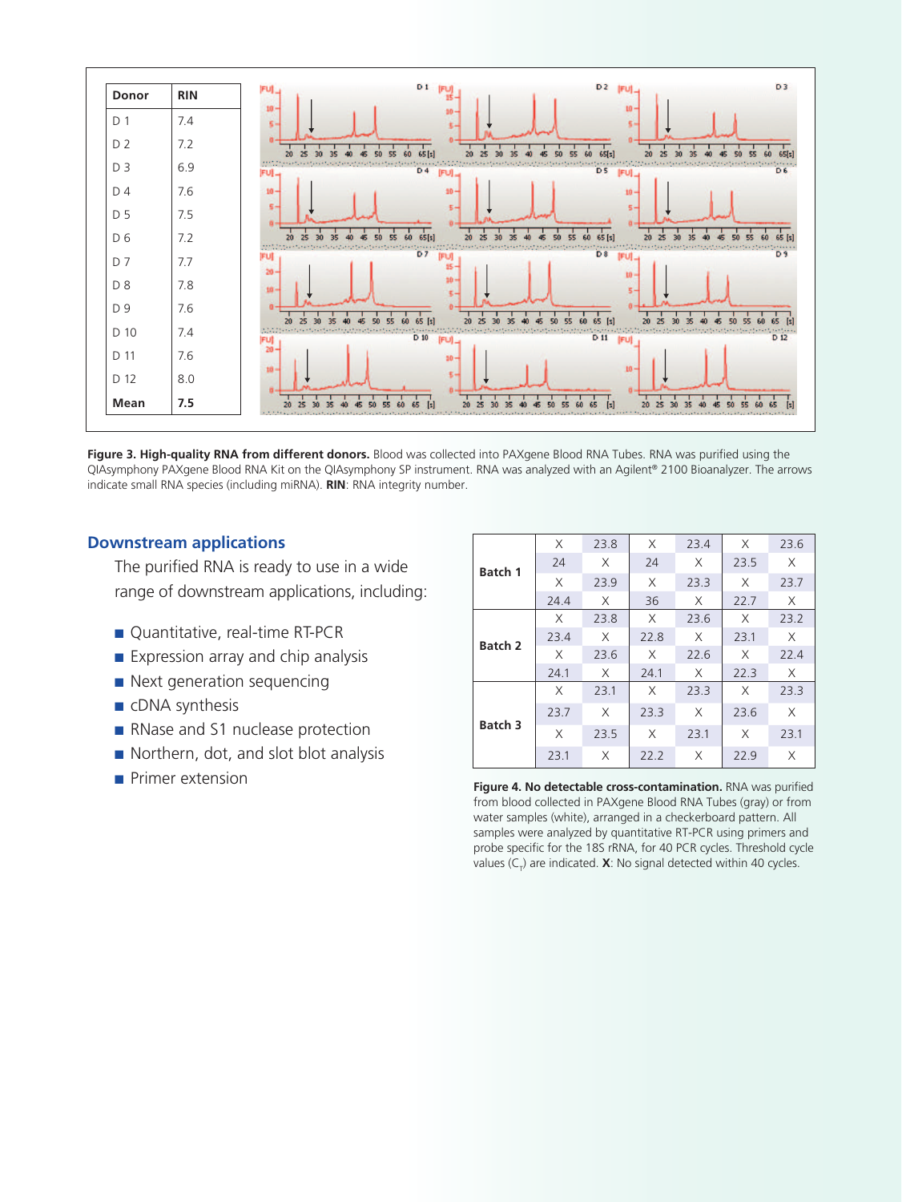| Donor | RIN |
|---|---|
| D 1 | 7.4 |
| D 2 | 7.2 |
| D 3 | 6.9 |
| D 4 | 7.6 |
| D 5 | 7.5 |
| D 6 | 7.2 |
| D 7 | 7.7 |
| D 8 | 7.8 |
| D 9 | 7.6 |
| D 10 | 7.4 |
| D 11 | 7.6 |
| D 12 | 8.0 |
| **Mean** | **7.5** |

**Figure 3. High-quality RNA from different donors.** Blood was collected into PAXgene Blood RNA Tubes. RNA was purified using the QIAsymphony PAXgene Blood RNA Kit on the QIAsymphony SP instrument. RNA was analyzed with an Agilent® 2100 Bioanalyzer. The arrows indicate small RNA species (including miRNA). **RIN**: RNA integrity number.

## Downstream applications

The purified RNA is ready to use in a wide range of downstream applications, including:

- Quantitative, real-time RT-PCR
- Expression array and chip analysis
- Next generation sequencing
- cDNA synthesis
- RNase and S1 nuclease protection
- Northern, dot, and slot blot analysis
- Primer extension

| | | | | | | |
|---|---|---|---|---|---|---|
| **Batch 1** | X | 23.8 | X | 23.4 | X | 23.6 |
| | 24 | X | 24 | X | 23.5 | X |
| | X | 23.9 | X | 23.3 | X | 23.7 |
| | 24.4 | X | 36 | X | 22.7 | X |
| **Batch 2** | X | 23.8 | X | 23.6 | X | 23.2 |
| | 23.4 | X | 22.8 | X | 23.1 | X |
| | X | 23.6 | X | 22.6 | X | 22.4 |
| | 24.1 | X | 24.1 | X | 22.3 | X |
| **Batch 3** | X | 23.1 | X | 23.3 | X | 23.3 |
| | 23.7 | X | 23.3 | X | 23.6 | X |
| | X | 23.5 | X | 23.1 | X | 23.1 |
| | 23.1 | X | 22.2 | X | 22.9 | X |

**Figure 4. No detectable cross-contamination.** RNA was purified from blood collected in PAXgene Blood RNA Tubes (gray) or from water samples (white), arranged in a checkerboard pattern. All samples were analyzed by quantitative RT-PCR using primers and probe specific for the 18S rRNA, for 40 PCR cycles. Threshold cycle values ($C_T$) are indicated. **X**: No signal detected within 40 cycles.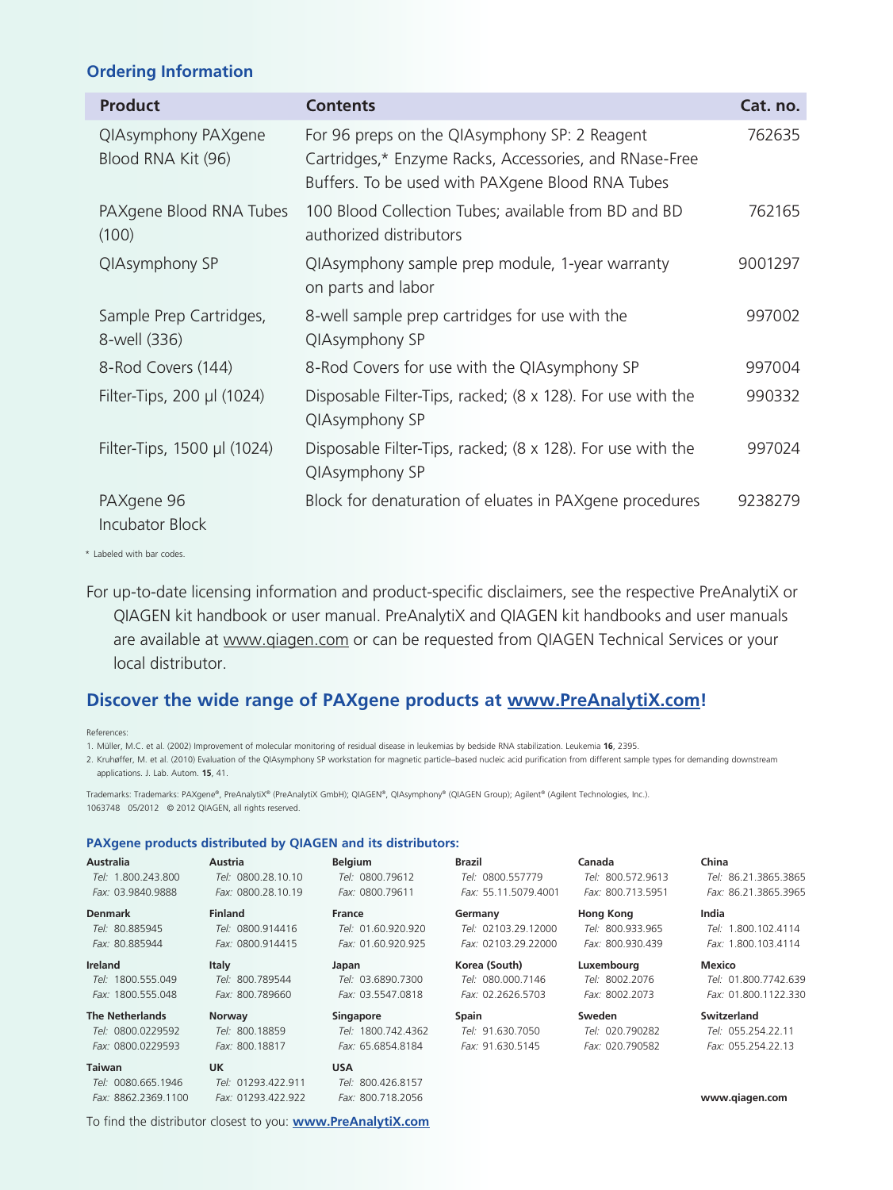## Ordering Information

| Product | Contents | Cat. no. |
|---|---|---|
| QIAsymphony PAXgene Blood RNA Kit (96) | For 96 preps on the QIAsymphony SP: 2 Reagent Cartridges,* Enzyme Racks, Accessories, and RNase-Free Buffers. To be used with PAXgene Blood RNA Tubes | 762635 |
| PAXgene Blood RNA Tubes (100) | 100 Blood Collection Tubes; available from BD and BD authorized distributors | 762165 |
| QIAsymphony SP | QIAsymphony sample prep module, 1-year warranty on parts and labor | 9001297 |
| Sample Prep Cartridges, 8-well (336) | 8-well sample prep cartridges for use with the QIAsymphony SP | 997002 |
| 8-Rod Covers (144) | 8-Rod Covers for use with the QIAsymphony SP | 997004 |
| Filter-Tips, 200 µl (1024) | Disposable Filter-Tips, racked; (8 x 128). For use with the QIAsymphony SP | 990332 |
| Filter-Tips, 1500 µl (1024) | Disposable Filter-Tips, racked; (8 x 128). For use with the QIAsymphony SP | 997024 |
| PAXgene 96 Incubator Block | Block for denaturation of eluates in PAXgene procedures | 9238279 |

* Labeled with bar codes.

For up-to-date licensing information and product-specific disclaimers, see the respective PreAnalytiX or QIAGEN kit handbook or user manual. PreAnalytiX and QIAGEN kit handbooks and user manuals are available at www.qiagen.com or can be requested from QIAGEN Technical Services or your local distributor.

## Discover the wide range of PAXgene products at www.PreAnalytiX.com!

References:

1. Müller, M.C. et al. (2002) Improvement of molecular monitoring of residual disease in leukemias by bedside RNA stabilization. Leukemia **16**, 2395.
2. Kruhøffer, M. et al. (2010) Evaluation of the QIAsymphony SP workstation for magnetic particle–based nucleic acid purification from different sample types for demanding downstream applications. J. Lab. Autom. **15**, 41.

Trademarks: Trademarks: PAXgene®, PreAnalytiX® (PreAnalytiX GmbH); QIAGEN®, QIAsymphony® (QIAGEN Group); Agilent® (Agilent Technologies, Inc.).
1063748 05/2012 © 2012 QIAGEN, all rights reserved.

### PAXgene products distributed by QIAGEN and its distributors:

**Australia**
Tel: 1.800.243.800
Fax: 03.9840.9888

**Austria**
Tel: 0800.28.10.10
Fax: 0800.28.10.19

**Belgium**
Tel: 0800.79612
Fax: 0800.79611

**Brazil**
Tel: 0800.557779
Fax: 55.11.5079.4001

**Canada**
Tel: 800.572.9613
Fax: 800.713.5951

**China**
Tel: 86.21.3865.3865
Fax: 86.21.3865.3965

**Denmark**
Tel: 80.885945
Fax: 80.885944

**Finland**
Tel: 0800.914416
Fax: 0800.914415

**France**
Tel: 01.60.920.920
Fax: 01.60.920.925

**Germany**
Tel: 02103.29.12000
Fax: 02103.29.22000

**Hong Kong**
Tel: 800.933.965
Fax: 800.930.439

**India**
Tel: 1.800.102.4114
Fax: 1.800.103.4114

**Ireland**
Tel: 1800.555.049
Fax: 1800.555.048

**Italy**
Tel: 800.789544
Fax: 800.789660

**Japan**
Tel: 03.6890.7300
Fax: 03.5547.0818

**Korea (South)**
Tel: 080.000.7146
Fax: 02.2626.5703

**Luxembourg**
Tel: 8002.2076
Fax: 8002.2073

**Mexico**
Tel: 01.800.7742.639
Fax: 01.800.1122.330

**The Netherlands**
Tel: 0800.0229592
Fax: 0800.0229593

**Norway**
Tel: 800.18859
Fax: 800.18817

**Singapore**
Tel: 1800.742.4362
Fax: 65.6854.8184

**Spain**
Tel: 91.630.7050
Fax: 91.630.5145

**Sweden**
Tel: 020.790282
Fax: 020.790582

**Switzerland**
Tel: 055.254.22.11
Fax: 055.254.22.13

**Taiwan**
Tel: 0080.665.1946
Fax: 8862.2369.1100

**UK**
Tel: 01293.422.911
Fax: 01293.422.922

**USA**
Tel: 800.426.8157
Fax: 800.718.2056

www.qiagen.com

To find the distributor closest to you: **www.PreAnalytiX.com**